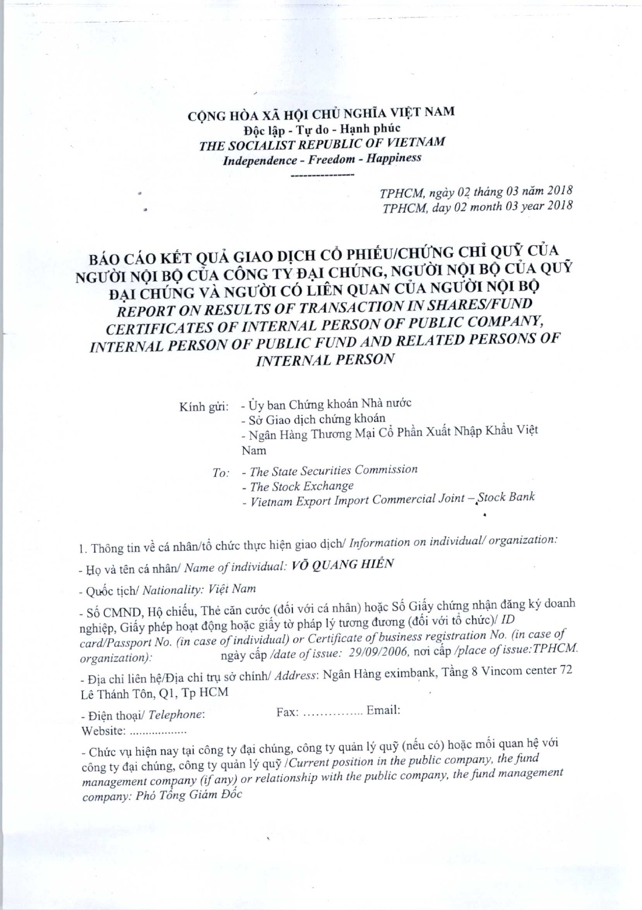**CỘNG HÒA XÃ HỘI CHỦ NGHĨA VIỆT NAM**
**Độc lập - Tự do - Hạnh phúc**
***THE SOCIALIST REPUBLIC OF VIETNAM***
***Independence - Freedom - Happiness***

---------------

*TPHCM, ngày 02 tháng 03 năm 2018*
*TPHCM, day 02 month 03 year 2018*

# BÁO CÁO KẾT QUẢ GIAO DỊCH CỔ PHIẾU/CHỨNG CHỈ QUỸ CỦA NGƯỜI NỘI BỘ CỦA CÔNG TY ĐẠI CHÚNG, NGƯỜI NỘI BỘ CỦA QUỸ ĐẠI CHÚNG VÀ NGƯỜI CÓ LIÊN QUAN CỦA NGƯỜI NỘI BỘ
## *REPORT ON RESULTS OF TRANSACTION IN SHARES/FUND CERTIFICATES OF INTERNAL PERSON OF PUBLIC COMPANY, INTERNAL PERSON OF PUBLIC FUND AND RELATED PERSONS OF INTERNAL PERSON*

Kính gửi:
- Ủy ban Chứng khoán Nhà nước
- Sở Giao dịch chứng khoán
- Ngân Hàng Thương Mại Cổ Phần Xuất Nhập Khẩu Việt Nam

*To:*
- *The State Securities Commission*
- *The Stock Exchange*
- *Vietnam Export Import Commercial Joint – Stock Bank*

1. Thông tin về cá nhân/tổ chức thực hiện giao dịch/ *Information on individual/ organization:*

- Họ và tên cá nhân/ *Name of individual: **VÕ QUANG HIỂN***

- Quốc tịch/ *Nationality: Việt Nam*

- Số CMND, Hộ chiếu, Thẻ căn cước (đối với cá nhân) hoặc Số Giấy chứng nhận đăng ký doanh nghiệp, Giấy phép hoạt động hoặc giấy tờ pháp lý tương đương (đối với tổ chức)/ *ID card/Passport No. (in case of individual) or Certificate of business registration No. (in case of organization):* ngày cấp */date of issue: 29/09/2006*, nơi cấp */place of issue:TPHCM.*

- Địa chỉ liên hệ/Địa chỉ trụ sở chính/ *Address*: Ngân Hàng eximbank, Tầng 8 Vincom center 72 Lê Thánh Tôn, Q1, Tp HCM

- Điện thoại/ *Telephone*: Fax: ............... Email:
Website: ..................

- Chức vụ hiện nay tại công ty đại chúng, công ty quản lý quỹ (nếu có) hoặc mối quan hệ với công ty đại chúng, công ty quản lý quỹ */Current position in the public company, the fund management company (if any) or relationship with the public company, the fund management company: Phó Tổng Giám Đốc*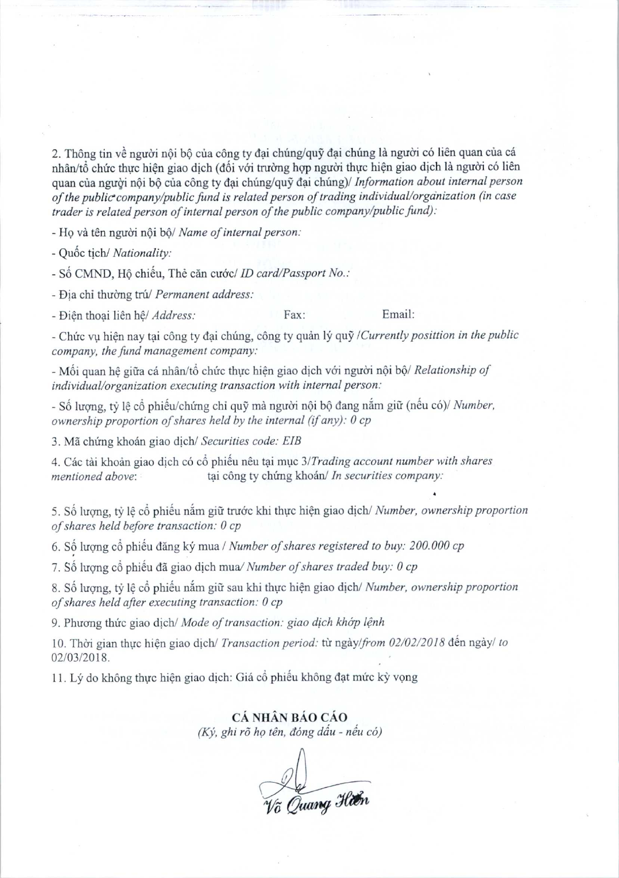2. Thông tin về người nội bộ của công ty đại chúng/quỹ đại chúng là người có liên quan của cá nhân/tổ chức thực hiện giao dịch (đối với trường hợp người thực hiện giao dịch là người có liên quan của người nội bộ của công ty đại chúng/quỹ đại chúng)/ *Information about internal person of the public company/public fund is related person of trading individual/organization (in case trader is related person of internal person of the public company/public fund):*

- Họ và tên người nội bộ/ *Name of internal person:*

- Quốc tịch/ *Nationality:*

- Số CMND, Hộ chiếu, Thẻ căn cước/ *ID card/Passport No.:*

- Địa chỉ thường trú/ *Permanent address:*

- Điện thoại liên hệ/ *Address:* Fax: Email:

- Chức vụ hiện nay tại công ty đại chúng, công ty quản lý quỹ /*Currently posittion in the public company, the fund management company:*

- Mối quan hệ giữa cá nhân/tổ chức thực hiện giao dịch với người nội bộ/ *Relationship of individual/organization executing transaction with internal person:*

- Số lượng, tỷ lệ cổ phiếu/chứng chỉ quỹ mà người nội bộ đang nắm giữ (nếu có)/ *Number, ownership proportion of shares held by the internal (if any): 0 cp*

3. Mã chứng khoán giao dịch/ *Securities code: EIB*

4. Các tài khoản giao dịch có cổ phiếu nêu tại mục 3/*Trading account number with shares mentioned above*: tại công ty chứng khoán/ *In securities company:*

5. Số lượng, tỷ lệ cổ phiếu nắm giữ trước khi thực hiện giao dịch/ *Number, ownership proportion of shares held before transaction: 0 cp*

6. Số lượng cổ phiếu đăng ký mua / *Number of shares registered to buy: 200.000 cp*

7. Số lượng cổ phiếu đã giao dịch mua/ *Number of shares traded buy: 0 cp*

8. Số lượng, tỷ lệ cổ phiếu nắm giữ sau khi thực hiện giao dịch/ *Number, ownership proportion of shares held after executing transaction: 0 cp*

9. Phương thức giao dịch/ *Mode of transaction: giao dịch khớp lệnh*

10. Thời gian thực hiện giao dịch/ *Transaction period:* từ ngày/*from 02/02/2018* đến ngày/ *to* 02/03/2018.

11. Lý do không thực hiện giao dịch: Giá cổ phiếu không đạt mức kỳ vọng

**CÁ NHÂN BÁO CÁO**

*(Ký, ghi rõ họ tên, đóng dấu - nếu có)*

Võ Quang Hiển